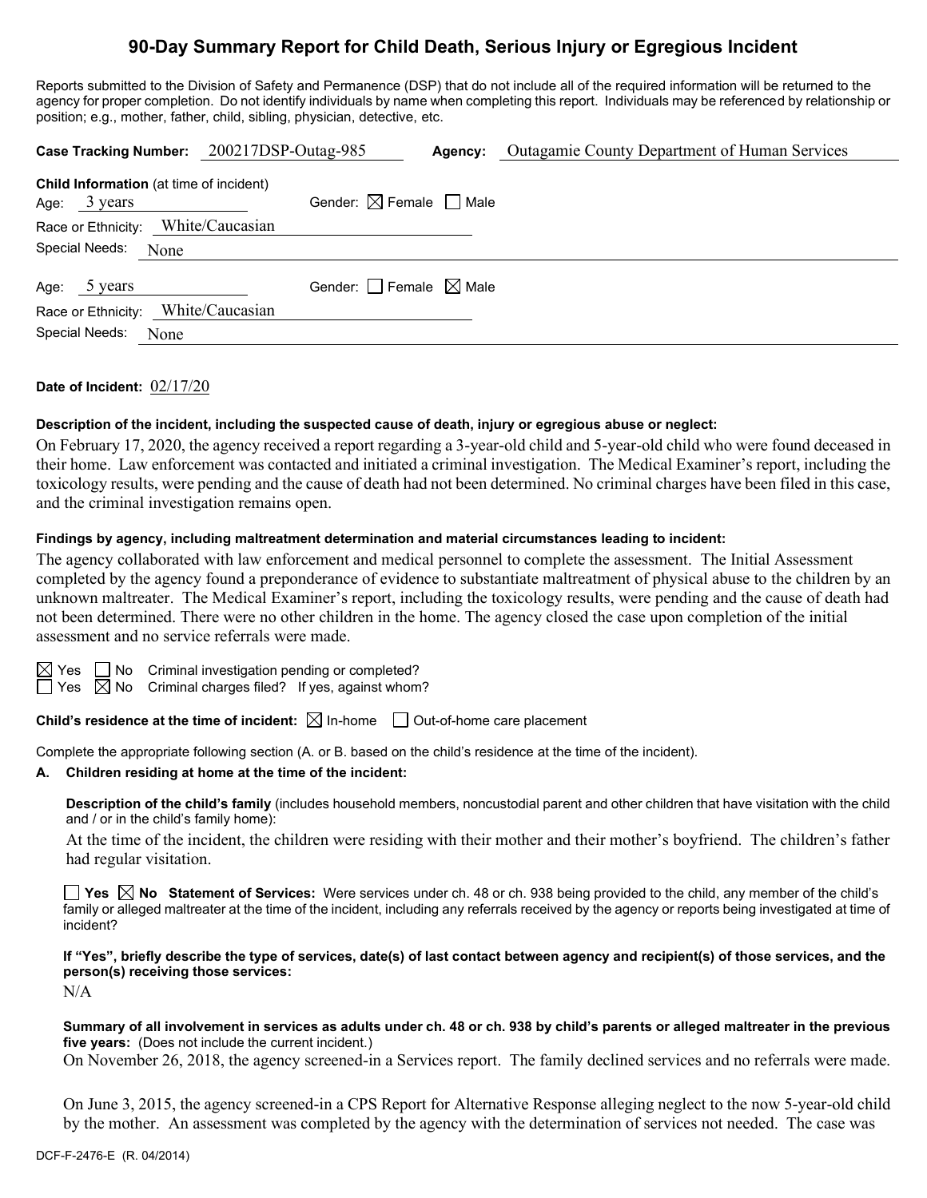# 90-Day Summary Report for Child Death, Serious Injury or Egregious Incident

Reports submitted to the Division of Safety and Permanence (DSP) that do not include all of the required information will be returned to the agency for proper completion. Do not identify individuals by name when completing this report. Individuals may be referenced by relationship or position; e.g., mother, father, child, sibling, physician, detective, etc.

**Case Tracking Number:** 200217DSP-Outag-985 **Agency:** Outagamie County Department of Human Services

**Child Information** (at time of incident)

Age: 3 years Gender: ☒ Female ☐ Male

Race or Ethnicity: White/Caucasian

Special Needs: None

Age: 5 years Gender: ☐ Female ☒ Male

Race or Ethnicity: White/Caucasian

Special Needs: None

**Date of Incident:** 02/17/20

**Description of the incident, including the suspected cause of death, injury or egregious abuse or neglect:**

On February 17, 2020, the agency received a report regarding a 3-year-old child and 5-year-old child who were found deceased in their home. Law enforcement was contacted and initiated a criminal investigation. The Medical Examiner's report, including the toxicology results, were pending and the cause of death had not been determined. No criminal charges have been filed in this case, and the criminal investigation remains open.

**Findings by agency, including maltreatment determination and material circumstances leading to incident:**

The agency collaborated with law enforcement and medical personnel to complete the assessment. The Initial Assessment completed by the agency found a preponderance of evidence to substantiate maltreatment of physical abuse to the children by an unknown maltreater. The Medical Examiner's report, including the toxicology results, were pending and the cause of death had not been determined. There were no other children in the home. The agency closed the case upon completion of the initial assessment and no service referrals were made.

☒ Yes ☐ No Criminal investigation pending or completed?

☐ Yes ☒ No Criminal charges filed? If yes, against whom?

**Child's residence at the time of incident:** ☒ In-home ☐ Out-of-home care placement

Complete the appropriate following section (A. or B. based on the child's residence at the time of the incident).

**A. Children residing at home at the time of the incident:**

**Description of the child's family** (includes household members, noncustodial parent and other children that have visitation with the child and / or in the child's family home):

At the time of the incident, the children were residing with their mother and their mother's boyfriend. The children's father had regular visitation.

☐ **Yes** ☒ **No** **Statement of Services:** Were services under ch. 48 or ch. 938 being provided to the child, any member of the child's family or alleged maltreater at the time of the incident, including any referrals received by the agency or reports being investigated at time of incident?

**If "Yes", briefly describe the type of services, date(s) of last contact between agency and recipient(s) of those services, and the person(s) receiving those services:**

N/A

**Summary of all involvement in services as adults under ch. 48 or ch. 938 by child's parents or alleged maltreater in the previous five years:** (Does not include the current incident.)

On November 26, 2018, the agency screened-in a Services report. The family declined services and no referrals were made.

On June 3, 2015, the agency screened-in a CPS Report for Alternative Response alleging neglect to the now 5-year-old child by the mother. An assessment was completed by the agency with the determination of services not needed. The case was

DCF-F-2476-E (R. 04/2014)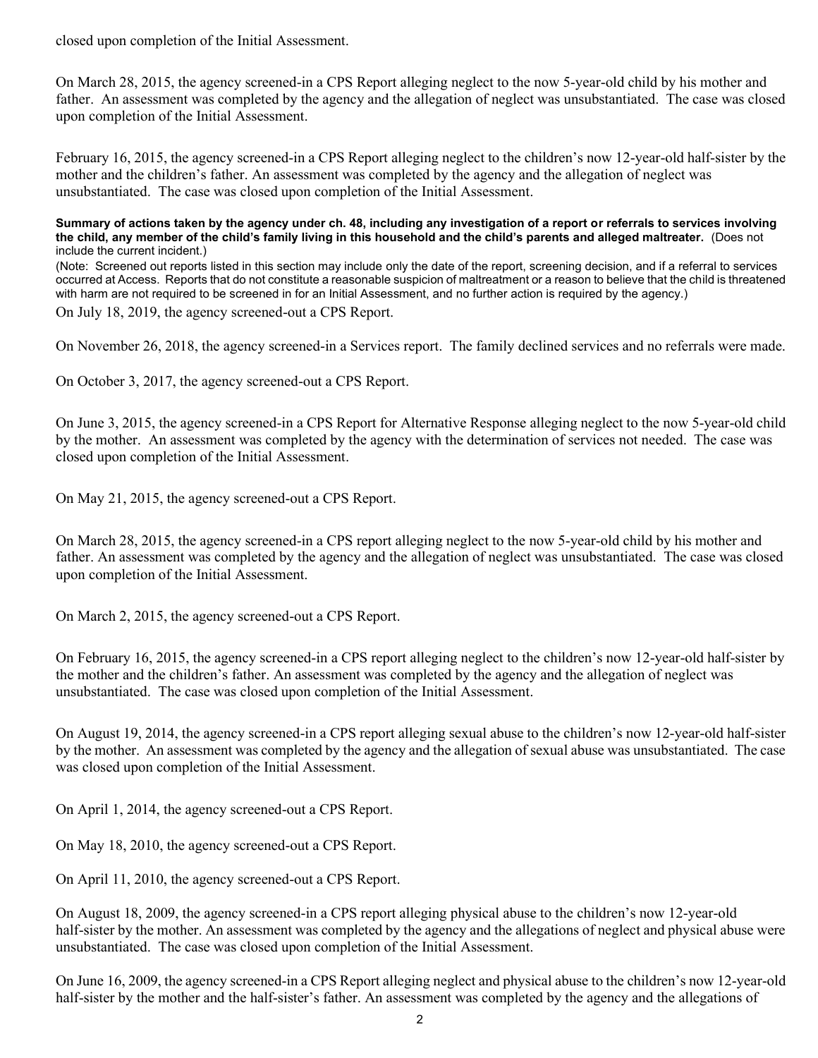closed upon completion of the Initial Assessment.

On March 28, 2015, the agency screened-in a CPS Report alleging neglect to the now 5-year-old child by his mother and father. An assessment was completed by the agency and the allegation of neglect was unsubstantiated. The case was closed upon completion of the Initial Assessment.

February 16, 2015, the agency screened-in a CPS Report alleging neglect to the children's now 12-year-old half-sister by the mother and the children's father. An assessment was completed by the agency and the allegation of neglect was unsubstantiated. The case was closed upon completion of the Initial Assessment.

**Summary of actions taken by the agency under ch. 48, including any investigation of a report or referrals to services involving the child, any member of the child's family living in this household and the child's parents and alleged maltreater.** (Does not include the current incident.)

(Note: Screened out reports listed in this section may include only the date of the report, screening decision, and if a referral to services occurred at Access. Reports that do not constitute a reasonable suspicion of maltreatment or a reason to believe that the child is threatened with harm are not required to be screened in for an Initial Assessment, and no further action is required by the agency.)

On July 18, 2019, the agency screened-out a CPS Report.

On November 26, 2018, the agency screened-in a Services report. The family declined services and no referrals were made.

On October 3, 2017, the agency screened-out a CPS Report.

On June 3, 2015, the agency screened-in a CPS Report for Alternative Response alleging neglect to the now 5-year-old child by the mother. An assessment was completed by the agency with the determination of services not needed. The case was closed upon completion of the Initial Assessment.

On May 21, 2015, the agency screened-out a CPS Report.

On March 28, 2015, the agency screened-in a CPS report alleging neglect to the now 5-year-old child by his mother and father. An assessment was completed by the agency and the allegation of neglect was unsubstantiated. The case was closed upon completion of the Initial Assessment.

On March 2, 2015, the agency screened-out a CPS Report.

On February 16, 2015, the agency screened-in a CPS report alleging neglect to the children's now 12-year-old half-sister by the mother and the children's father. An assessment was completed by the agency and the allegation of neglect was unsubstantiated. The case was closed upon completion of the Initial Assessment.

On August 19, 2014, the agency screened-in a CPS report alleging sexual abuse to the children's now 12-year-old half-sister by the mother. An assessment was completed by the agency and the allegation of sexual abuse was unsubstantiated. The case was closed upon completion of the Initial Assessment.

On April 1, 2014, the agency screened-out a CPS Report.

On May 18, 2010, the agency screened-out a CPS Report.

On April 11, 2010, the agency screened-out a CPS Report.

On August 18, 2009, the agency screened-in a CPS report alleging physical abuse to the children's now 12-year-old half-sister by the mother. An assessment was completed by the agency and the allegations of neglect and physical abuse were unsubstantiated. The case was closed upon completion of the Initial Assessment.

On June 16, 2009, the agency screened-in a CPS Report alleging neglect and physical abuse to the children's now 12-year-old half-sister by the mother and the half-sister's father. An assessment was completed by the agency and the allegations of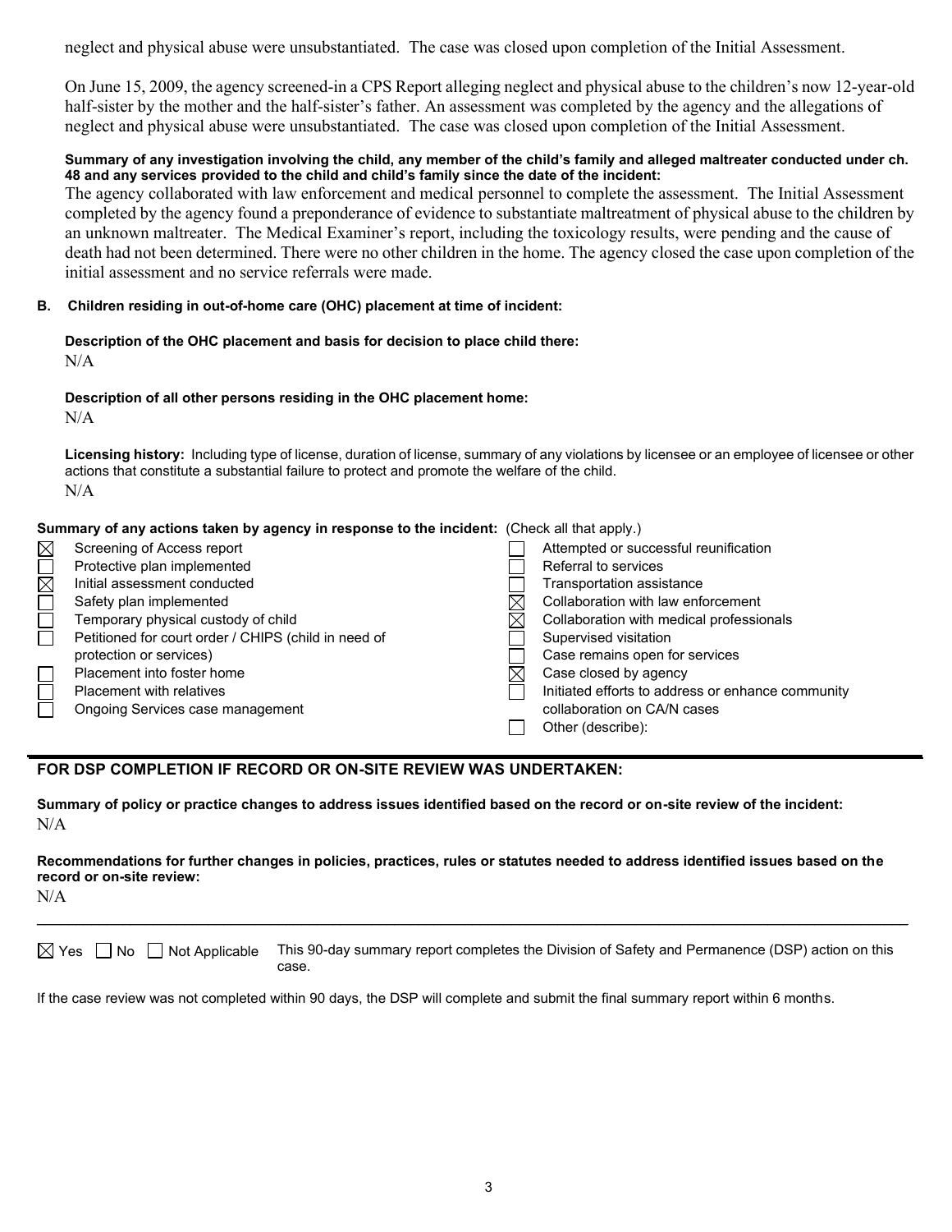neglect and physical abuse were unsubstantiated. The case was closed upon completion of the Initial Assessment.

On June 15, 2009, the agency screened-in a CPS Report alleging neglect and physical abuse to the children's now 12-year-old half-sister by the mother and the half-sister's father. An assessment was completed by the agency and the allegations of neglect and physical abuse were unsubstantiated. The case was closed upon completion of the Initial Assessment.

**Summary of any investigation involving the child, any member of the child's family and alleged maltreater conducted under ch. 48 and any services provided to the child and child's family since the date of the incident:**

The agency collaborated with law enforcement and medical personnel to complete the assessment. The Initial Assessment completed by the agency found a preponderance of evidence to substantiate maltreatment of physical abuse to the children by an unknown maltreater. The Medical Examiner's report, including the toxicology results, were pending and the cause of death had not been determined. There were no other children in the home. The agency closed the case upon completion of the initial assessment and no service referrals were made.

**B. Children residing in out-of-home care (OHC) placement at time of incident:**

**Description of the OHC placement and basis for decision to place child there:**

N/A

**Description of all other persons residing in the OHC placement home:**

N/A

**Licensing history:** Including type of license, duration of license, summary of any violations by licensee or an employee of licensee or other actions that constitute a substantial failure to protect and promote the welfare of the child.

N/A

**Summary of any actions taken by agency in response to the incident:** (Check all that apply.)

- ☒ Screening of Access report
- ☐ Protective plan implemented
- ☒ Initial assessment conducted
- ☐ Safety plan implemented
- ☐ Temporary physical custody of child
- ☐ Petitioned for court order / CHIPS (child in need of protection or services)
- ☐ Placement into foster home
- ☐ Placement with relatives
- ☐ Ongoing Services case management
- ☐ Attempted or successful reunification
- ☐ Referral to services
- ☐ Transportation assistance
- ☒ Collaboration with law enforcement
- ☒ Collaboration with medical professionals
- ☐ Supervised visitation
- ☐ Case remains open for services
- ☒ Case closed by agency
- ☐ Initiated efforts to address or enhance community collaboration on CA/N cases
- ☐ Other (describe):

## FOR DSP COMPLETION IF RECORD OR ON-SITE REVIEW WAS UNDERTAKEN:

**Summary of policy or practice changes to address issues identified based on the record or on-site review of the incident:**

N/A

**Recommendations for further changes in policies, practices, rules or statutes needed to address identified issues based on the record or on-site review:**

N/A

☒ Yes ☐ No ☐ Not Applicable This 90-day summary report completes the Division of Safety and Permanence (DSP) action on this case.

If the case review was not completed within 90 days, the DSP will complete and submit the final summary report within 6 months.